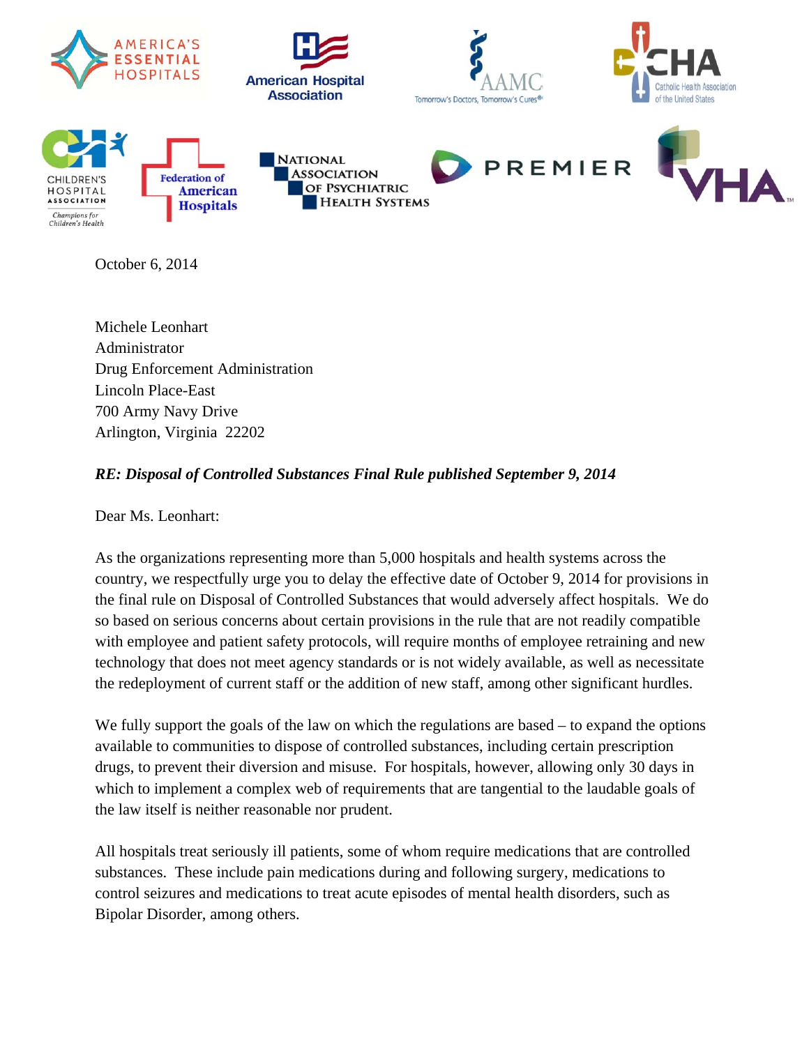October 6, 2014

Michele Leonhart
Administrator
Drug Enforcement Administration
Lincoln Place-East
700 Army Navy Drive
Arlington, Virginia 22202

***RE: Disposal of Controlled Substances Final Rule published September 9, 2014***

Dear Ms. Leonhart:

As the organizations representing more than 5,000 hospitals and health systems across the country, we respectfully urge you to delay the effective date of October 9, 2014 for provisions in the final rule on Disposal of Controlled Substances that would adversely affect hospitals. We do so based on serious concerns about certain provisions in the rule that are not readily compatible with employee and patient safety protocols, will require months of employee retraining and new technology that does not meet agency standards or is not widely available, as well as necessitate the redeployment of current staff or the addition of new staff, among other significant hurdles.

We fully support the goals of the law on which the regulations are based – to expand the options available to communities to dispose of controlled substances, including certain prescription drugs, to prevent their diversion and misuse. For hospitals, however, allowing only 30 days in which to implement a complex web of requirements that are tangential to the laudable goals of the law itself is neither reasonable nor prudent.

All hospitals treat seriously ill patients, some of whom require medications that are controlled substances. These include pain medications during and following surgery, medications to control seizures and medications to treat acute episodes of mental health disorders, such as Bipolar Disorder, among others.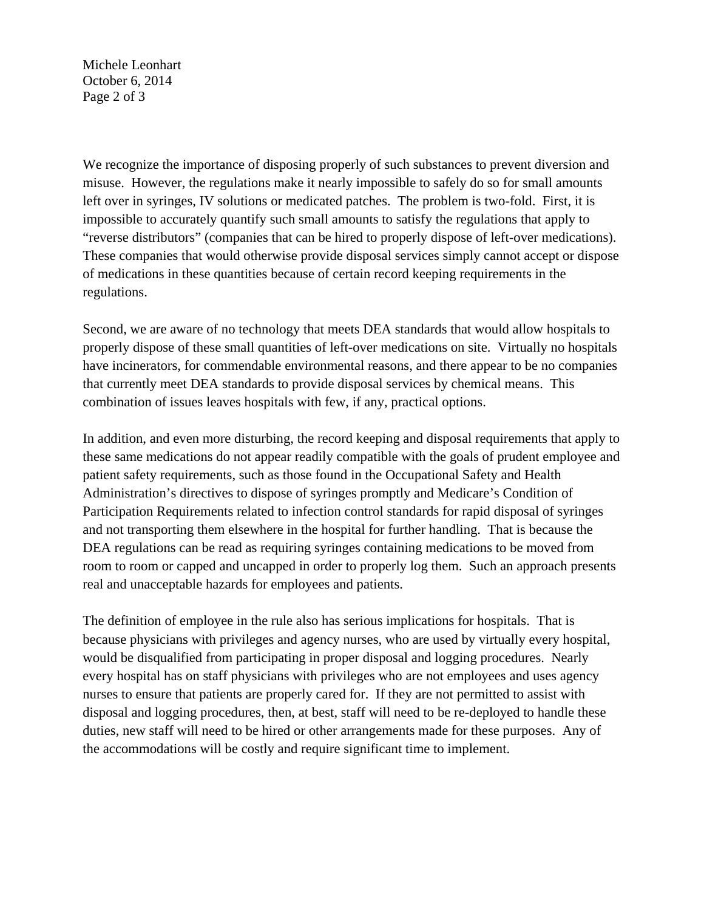We recognize the importance of disposing properly of such substances to prevent diversion and misuse. However, the regulations make it nearly impossible to safely do so for small amounts left over in syringes, IV solutions or medicated patches. The problem is two-fold. First, it is impossible to accurately quantify such small amounts to satisfy the regulations that apply to "reverse distributors" (companies that can be hired to properly dispose of left-over medications). These companies that would otherwise provide disposal services simply cannot accept or dispose of medications in these quantities because of certain record keeping requirements in the regulations.

Second, we are aware of no technology that meets DEA standards that would allow hospitals to properly dispose of these small quantities of left-over medications on site. Virtually no hospitals have incinerators, for commendable environmental reasons, and there appear to be no companies that currently meet DEA standards to provide disposal services by chemical means. This combination of issues leaves hospitals with few, if any, practical options.

In addition, and even more disturbing, the record keeping and disposal requirements that apply to these same medications do not appear readily compatible with the goals of prudent employee and patient safety requirements, such as those found in the Occupational Safety and Health Administration's directives to dispose of syringes promptly and Medicare's Condition of Participation Requirements related to infection control standards for rapid disposal of syringes and not transporting them elsewhere in the hospital for further handling. That is because the DEA regulations can be read as requiring syringes containing medications to be moved from room to room or capped and uncapped in order to properly log them. Such an approach presents real and unacceptable hazards for employees and patients.

The definition of employee in the rule also has serious implications for hospitals. That is because physicians with privileges and agency nurses, who are used by virtually every hospital, would be disqualified from participating in proper disposal and logging procedures. Nearly every hospital has on staff physicians with privileges who are not employees and uses agency nurses to ensure that patients are properly cared for. If they are not permitted to assist with disposal and logging procedures, then, at best, staff will need to be re-deployed to handle these duties, new staff will need to be hired or other arrangements made for these purposes. Any of the accommodations will be costly and require significant time to implement.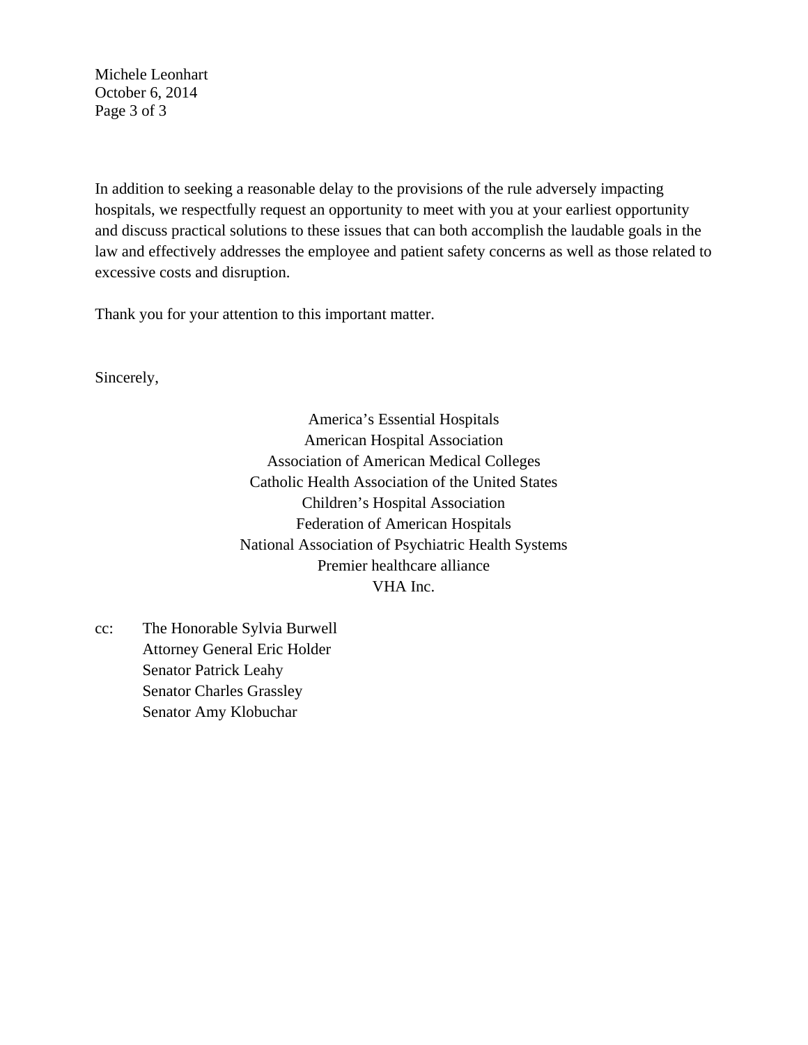In addition to seeking a reasonable delay to the provisions of the rule adversely impacting hospitals, we respectfully request an opportunity to meet with you at your earliest opportunity and discuss practical solutions to these issues that can both accomplish the laudable goals in the law and effectively addresses the employee and patient safety concerns as well as those related to excessive costs and disruption.

Thank you for your attention to this important matter.

Sincerely,

America's Essential Hospitals
American Hospital Association
Association of American Medical Colleges
Catholic Health Association of the United States
Children's Hospital Association
Federation of American Hospitals
National Association of Psychiatric Health Systems
Premier healthcare alliance
VHA Inc.

cc: The Honorable Sylvia Burwell
Attorney General Eric Holder
Senator Patrick Leahy
Senator Charles Grassley
Senator Amy Klobuchar